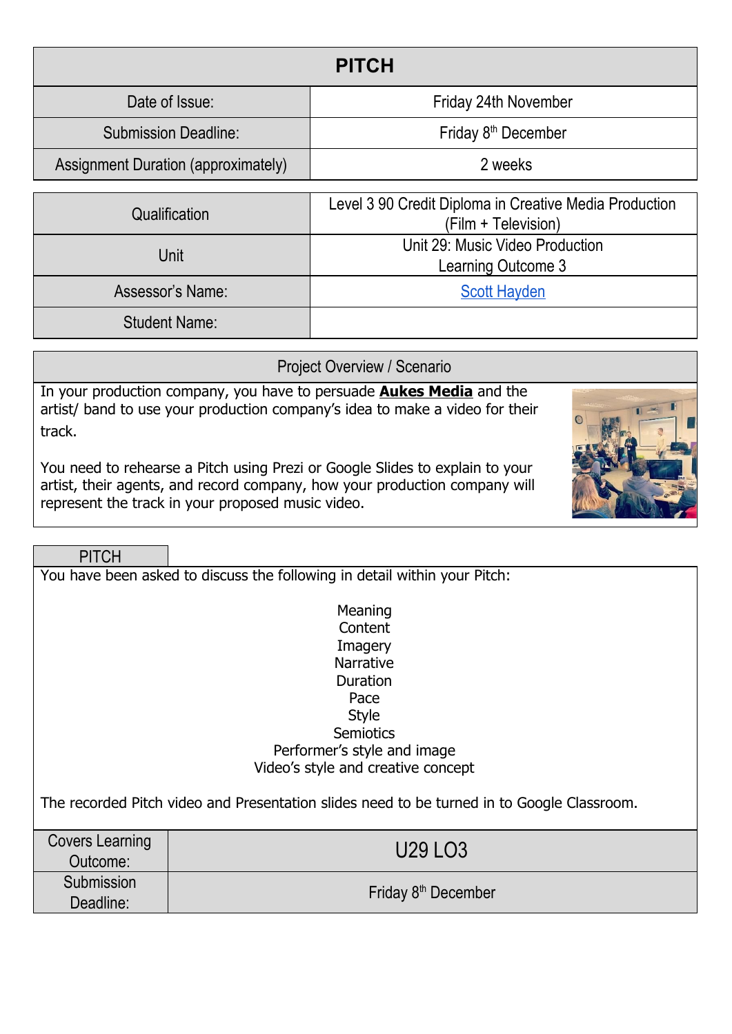# PITCH

| | |
|---|---|
| Date of Issue: | Friday 24th November |
| Submission Deadline: | Friday 8th December |
| Assignment Duration (approximately) | 2 weeks |

| | |
|---|---|
| Qualification | Level 3 90 Credit Diploma in Creative Media Production (Film + Television) |
| Unit | Unit 29: Music Video Production<br>Learning Outcome 3 |
| Assessor's Name: | Scott Hayden |
| Student Name: | |

## Project Overview / Scenario

In your production company, you have to persuade **Aukes Media** and the artist/ band to use your production company's idea to make a video for their track.

You need to rehearse a Pitch using Prezi or Google Slides to explain to your artist, their agents, and record company, how your production company will represent the track in your proposed music video.

## PITCH

You have been asked to discuss the following in detail within your Pitch:

Meaning
Content
Imagery
Narrative
Duration
Pace
Style
Semiotics
Performer's style and image
Video's style and creative concept

The recorded Pitch video and Presentation slides need to be turned in to Google Classroom.

| | |
|---|---|
| Covers Learning Outcome: | U29 LO3 |
| Submission Deadline: | Friday 8th December |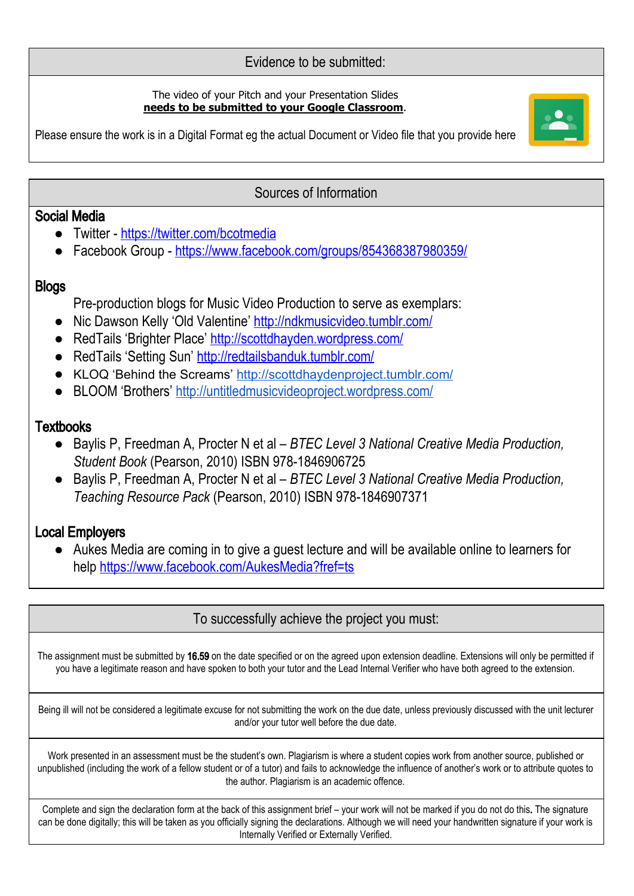## Evidence to be submitted:

The video of your Pitch and your Presentation Slides **needs to be submitted to your Google Classroom**.

Please ensure the work is in a Digital Format eg the actual Document or Video file that you provide here

## Sources of Information

### Social Media

- Twitter - https://twitter.com/bcotmedia
- Facebook Group - https://www.facebook.com/groups/854368387980359/

### Blogs

Pre-production blogs for Music Video Production to serve as exemplars:

- Nic Dawson Kelly 'Old Valentine' http://ndkmusicvideo.tumblr.com/
- RedTails 'Brighter Place' http://scottdhayden.wordpress.com/
- RedTails 'Setting Sun' http://redtailsbanduk.tumblr.com/
- KLOQ 'Behind the Screams' http://scottdhaydenproject.tumblr.com/
- BLOOM 'Brothers' http://untitledmusicvideoproject.wordpress.com/

### Textbooks

- Baylis P, Freedman A, Procter N et al – *BTEC Level 3 National Creative Media Production, Student Book* (Pearson, 2010) ISBN 978-1846906725
- Baylis P, Freedman A, Procter N et al – *BTEC Level 3 National Creative Media Production, Teaching Resource Pack* (Pearson, 2010) ISBN 978-1846907371

### Local Employers

- Aukes Media are coming in to give a guest lecture and will be available online to learners for help https://www.facebook.com/AukesMedia?fref=ts

## To successfully achieve the project you must:

The assignment must be submitted by **16.59** on the date specified or on the agreed upon extension deadline. Extensions will only be permitted if you have a legitimate reason and have spoken to both your tutor and the Lead Internal Verifier who have both agreed to the extension.

Being ill will not be considered a legitimate excuse for not submitting the work on the due date, unless previously discussed with the unit lecturer and/or your tutor well before the due date.

Work presented in an assessment must be the student's own. Plagiarism is where a student copies work from another source, published or unpublished (including the work of a fellow student or of a tutor) and fails to acknowledge the influence of another's work or to attribute quotes to the author. Plagiarism is an academic offence.

Complete and sign the declaration form at the back of this assignment brief – your work will not be marked if you do not do this**.** The signature can be done digitally; this will be taken as you officially signing the declarations. Although we will need your handwritten signature if your work is Internally Verified or Externally Verified.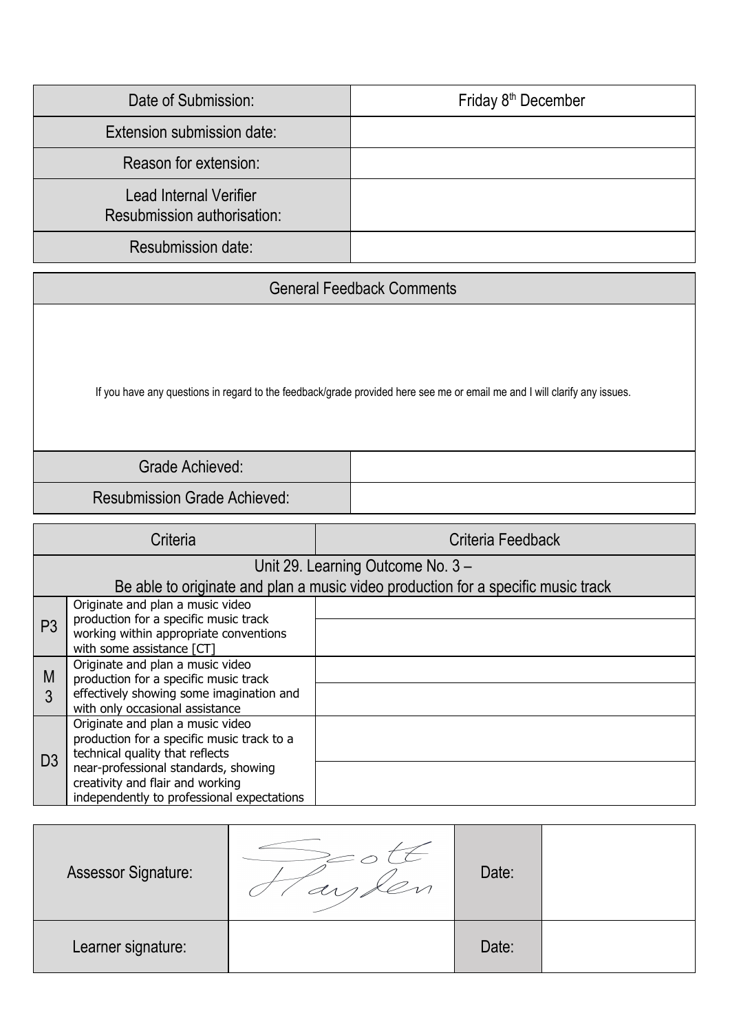| Date of Submission: | Friday 8th December |
|---|---|
| Extension submission date: | |
| Reason for extension: | |
| Lead Internal Verifier Resubmission authorisation: | |
| Resubmission date: | |

| General Feedback Comments | |
|---|---|
| If you have any questions in regard to the feedback/grade provided here see me or email me and I will clarify any issues. | |
| Grade Achieved: | |
| Resubmission Grade Achieved: | |

| Criteria | | Criteria Feedback |
|---|---|---|
| Unit 29. Learning Outcome No. 3 – Be able to originate and plan a music video production for a specific music track | | |
| P3 | Originate and plan a music video production for a specific music track working within appropriate conventions with some assistance [CT] | |
| M3 | Originate and plan a music video production for a specific music track effectively showing some imagination and with only occasional assistance | |
| D3 | Originate and plan a music video production for a specific music track to a technical quality that reflects near-professional standards, showing creativity and flair and working independently to professional expectations | |

| Assessor Signature: | Scott Hayden | Date: | |
|---|---|---|---|
| Learner signature: | | Date: | |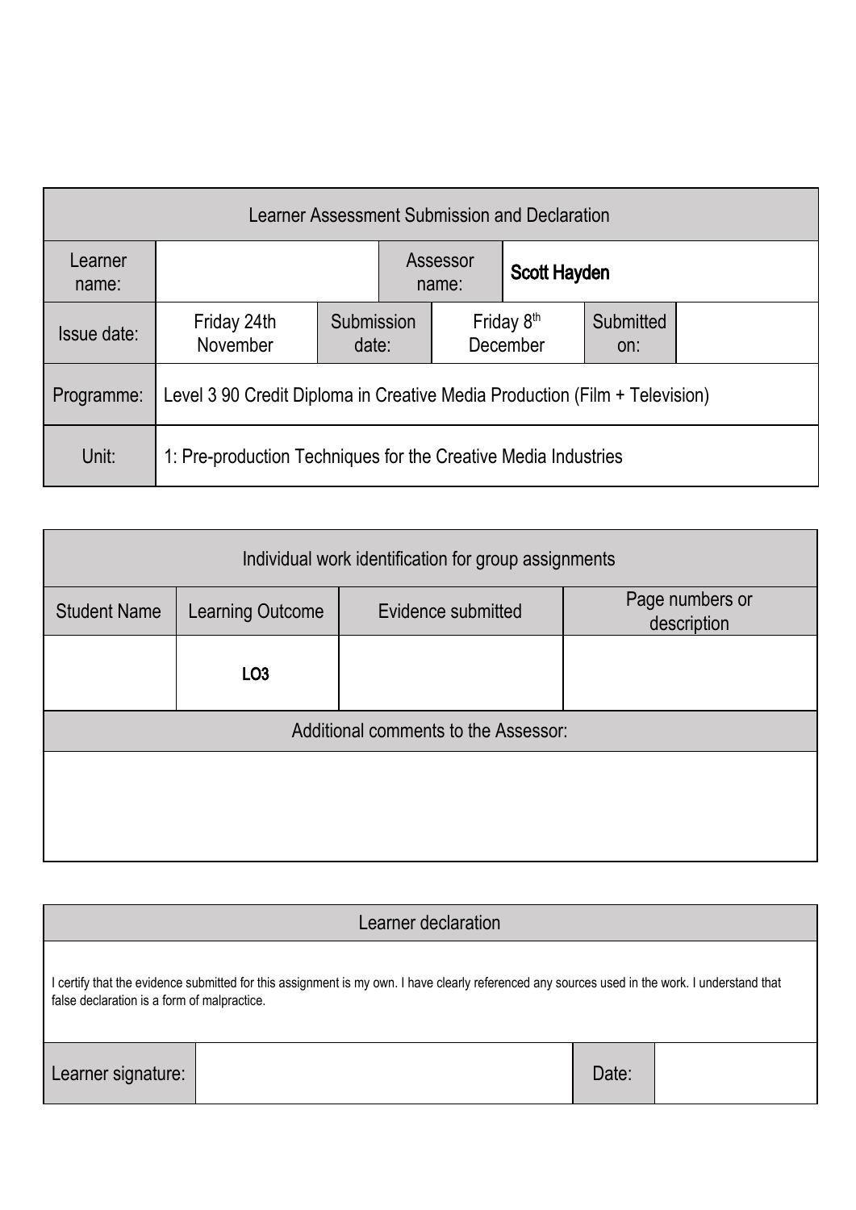| Learner Assessment Submission and Declaration | | | | | |
|---|---|---|---|---|---|
| Learner name: | | Assessor name: | **Scott Hayden** | | |
| Issue date: | Friday 24th November | Submission date: | Friday 8th December | Submitted on: | |
| Programme: | Level 3 90 Credit Diploma in Creative Media Production (Film + Television) | | | | |
| Unit: | 1: Pre-production Techniques for the Creative Media Industries | | | | |

| Individual work identification for group assignments | | | |
|---|---|---|---|
| Student Name | Learning Outcome | Evidence submitted | Page numbers or description |
| | LO3 | | |
| Additional comments to the Assessor: | | | |
| | | | |

| Learner declaration | | | |
|---|---|---|---|
| I certify that the evidence submitted for this assignment is my own. I have clearly referenced any sources used in the work. I understand that false declaration is a form of malpractice. | | | |
| Learner signature: | | Date: | |